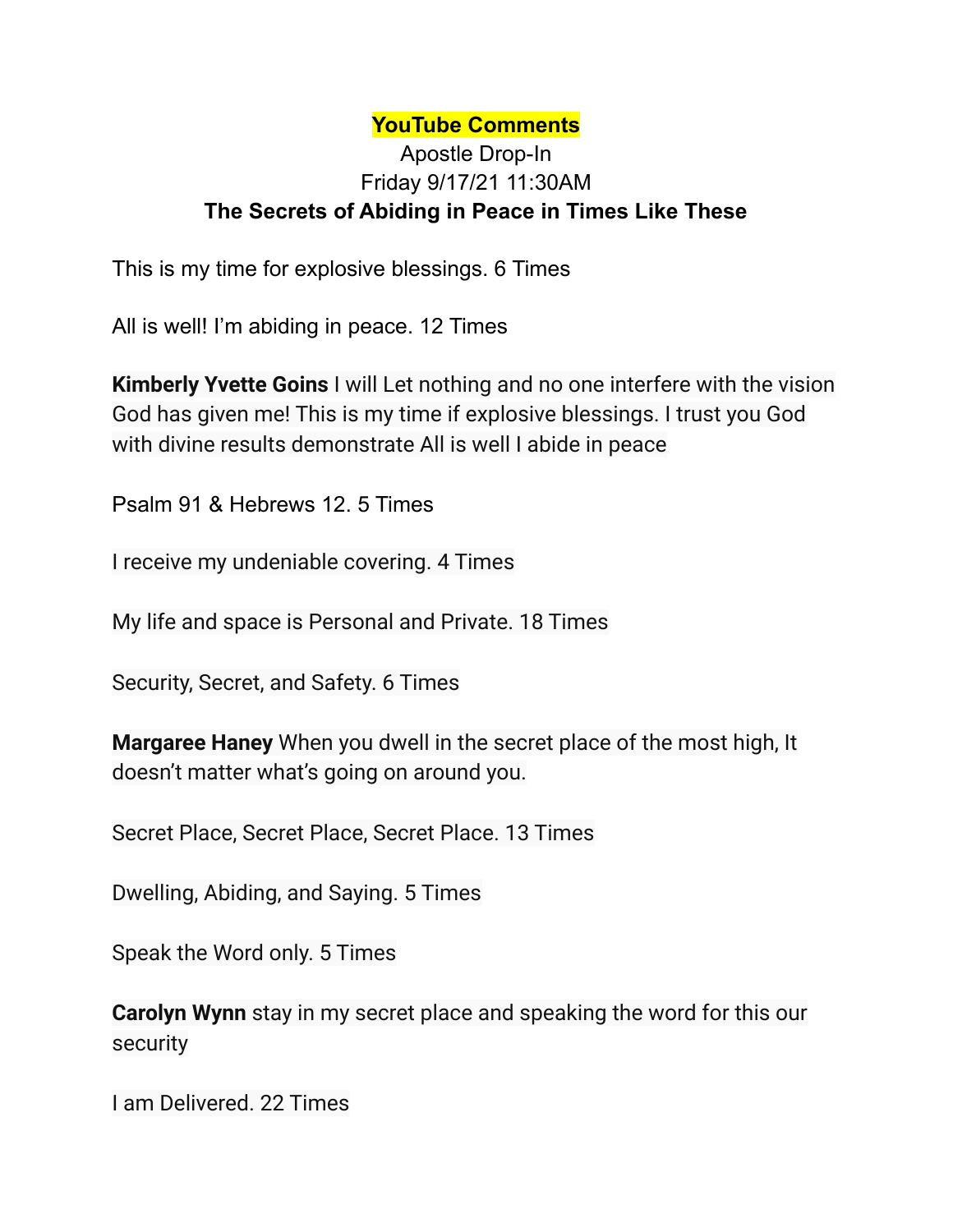**YouTube Comments**

Apostle Drop-In

Friday 9/17/21 11:30AM

**The Secrets of Abiding in Peace in Times Like These**

This is my time for explosive blessings. 6 Times

All is well! I'm abiding in peace. 12 Times

**Kimberly Yvette Goins** I will Let nothing and no one interfere with the vision God has given me! This is my time if explosive blessings. I trust you God with divine results demonstrate All is well I abide in peace

Psalm 91 & Hebrews 12. 5 Times

I receive my undeniable covering. 4 Times

My life and space is Personal and Private. 18 Times

Security, Secret, and Safety. 6 Times

**Margaree Haney** When you dwell in the secret place of the most high, It doesn't matter what's going on around you.

Secret Place, Secret Place, Secret Place. 13 Times

Dwelling, Abiding, and Saying. 5 Times

Speak the Word only. 5 Times

**Carolyn Wynn** stay in my secret place and speaking the word for this our security

I am Delivered. 22 Times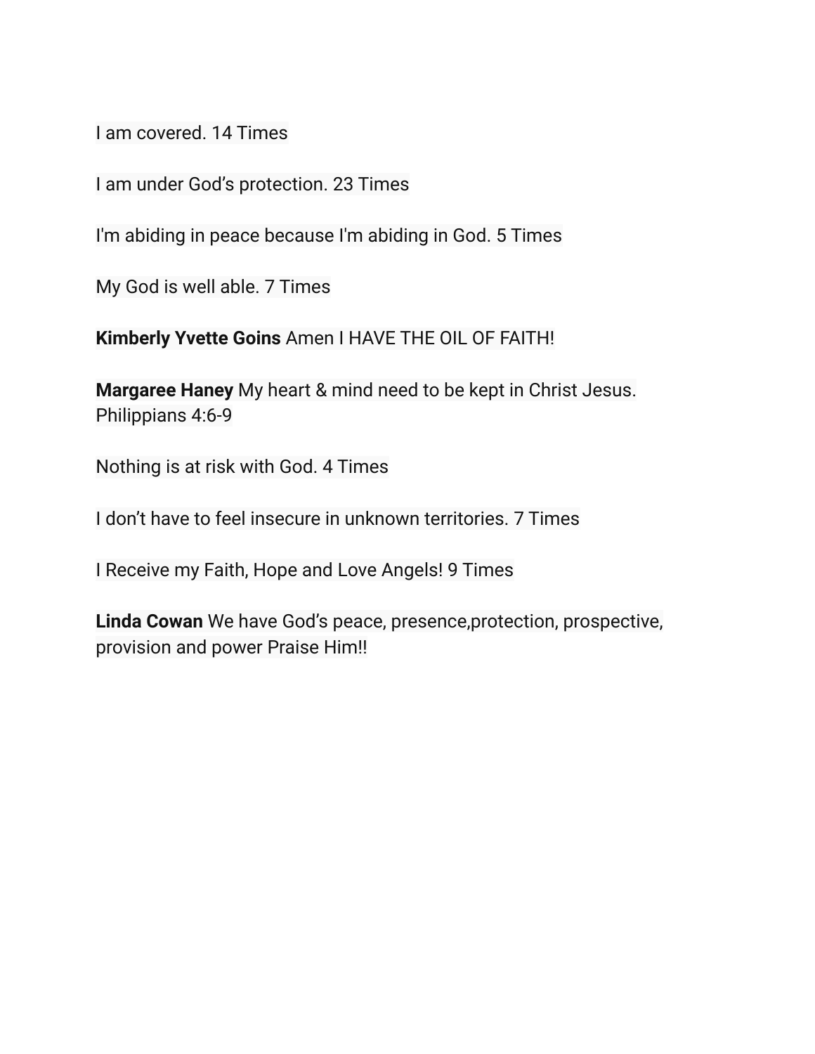I am covered. 14 Times

I am under God's protection. 23 Times

I'm abiding in peace because I'm abiding in God. 5 Times

My God is well able. 7 Times

**Kimberly Yvette Goins** Amen I HAVE THE OIL OF FAITH!

**Margaree Haney** My heart & mind need to be kept in Christ Jesus. Philippians 4:6-9

Nothing is at risk with God. 4 Times

I don't have to feel insecure in unknown territories. 7 Times

I Receive my Faith, Hope and Love Angels! 9 Times

**Linda Cowan** We have God's peace, presence,protection, prospective, provision and power Praise Him!!